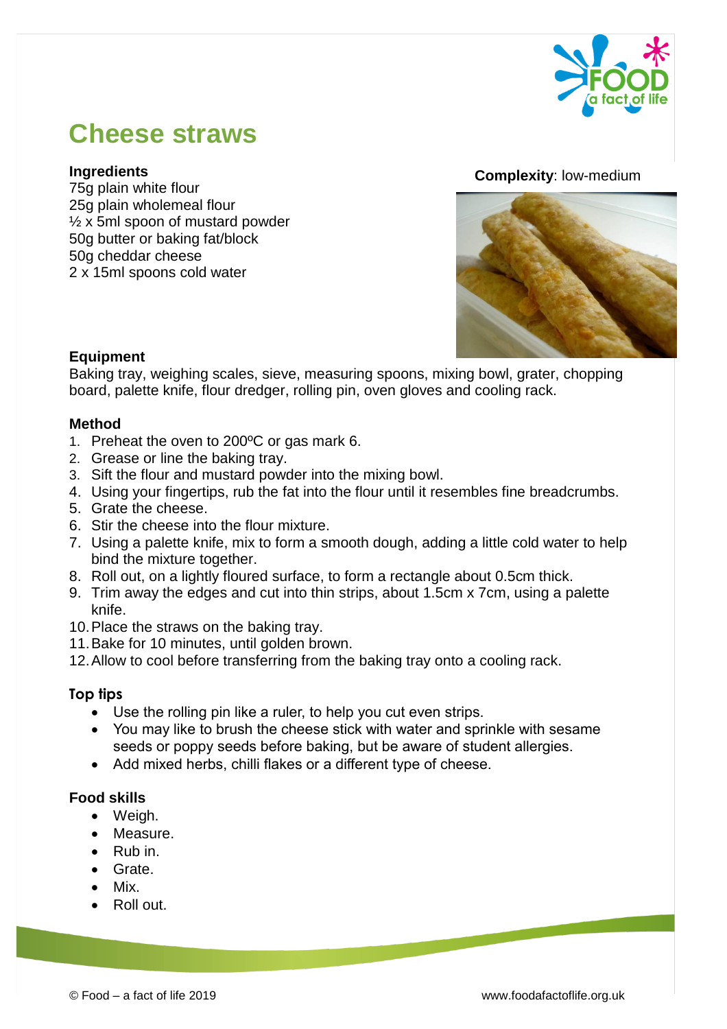# Cheese straws

**Complexity**: low-medium

### Ingredients

75g plain white flour
25g plain wholemeal flour
½ x 5ml spoon of mustard powder
50g butter or baking fat/block
50g cheddar cheese
2 x 15ml spoons cold water

### Equipment

Baking tray, weighing scales, sieve, measuring spoons, mixing bowl, grater, chopping board, palette knife, flour dredger, rolling pin, oven gloves and cooling rack.

### Method

1. Preheat the oven to 200ºC or gas mark 6.
2. Grease or line the baking tray.
3. Sift the flour and mustard powder into the mixing bowl.
4. Using your fingertips, rub the fat into the flour until it resembles fine breadcrumbs.
5. Grate the cheese.
6. Stir the cheese into the flour mixture.
7. Using a palette knife, mix to form a smooth dough, adding a little cold water to help bind the mixture together.
8. Roll out, on a lightly floured surface, to form a rectangle about 0.5cm thick.
9. Trim away the edges and cut into thin strips, about 1.5cm x 7cm, using a palette knife.
10. Place the straws on the baking tray.
11. Bake for 10 minutes, until golden brown.
12. Allow to cool before transferring from the baking tray onto a cooling rack.

### Top tips

- Use the rolling pin like a ruler, to help you cut even strips.
- You may like to brush the cheese stick with water and sprinkle with sesame seeds or poppy seeds before baking, but be aware of student allergies.
- Add mixed herbs, chilli flakes or a different type of cheese.

### Food skills

- Weigh.
- Measure.
- Rub in.
- Grate.
- Mix.
- Roll out.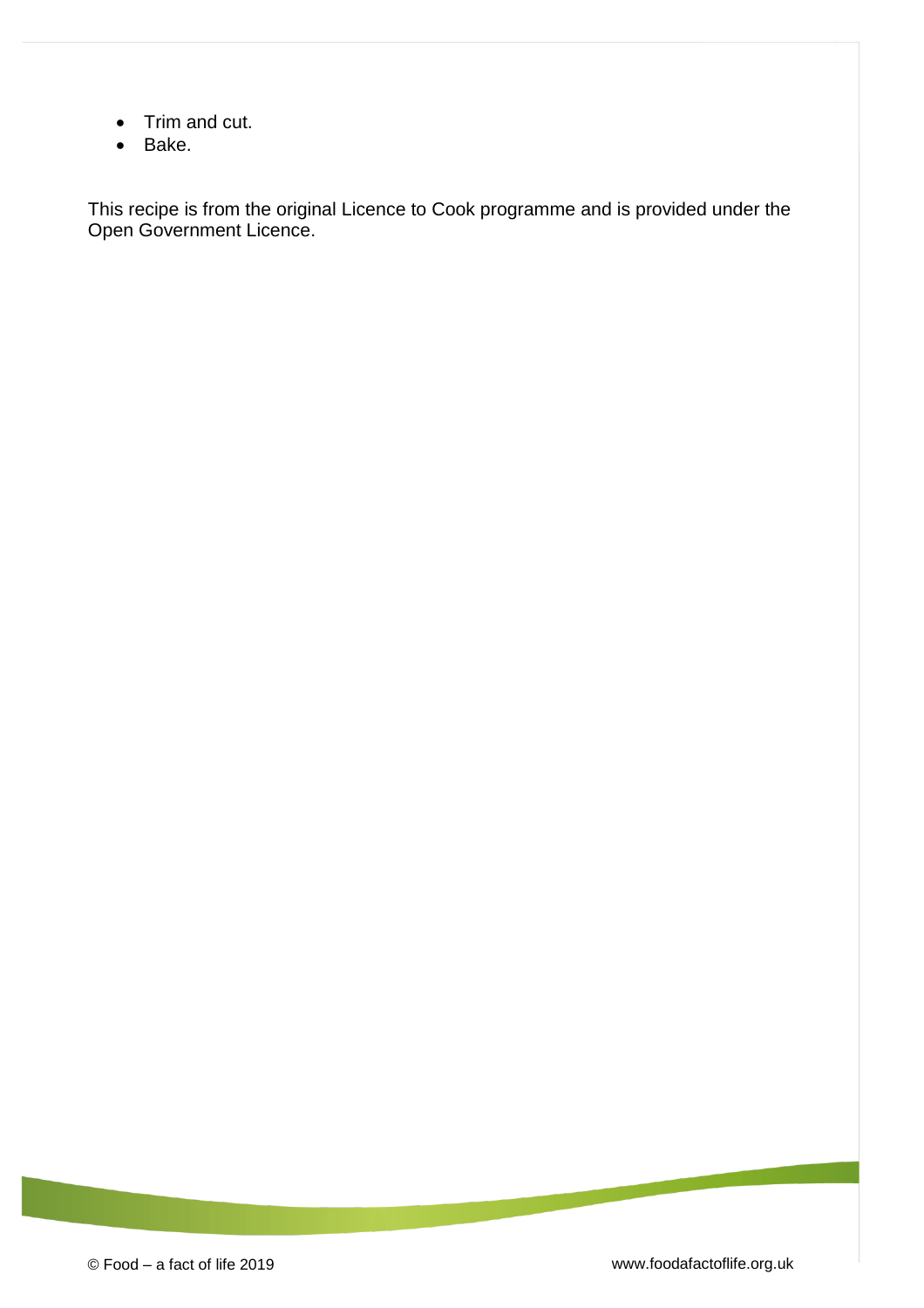- Trim and cut.
- Bake.

This recipe is from the original Licence to Cook programme and is provided under the Open Government Licence.